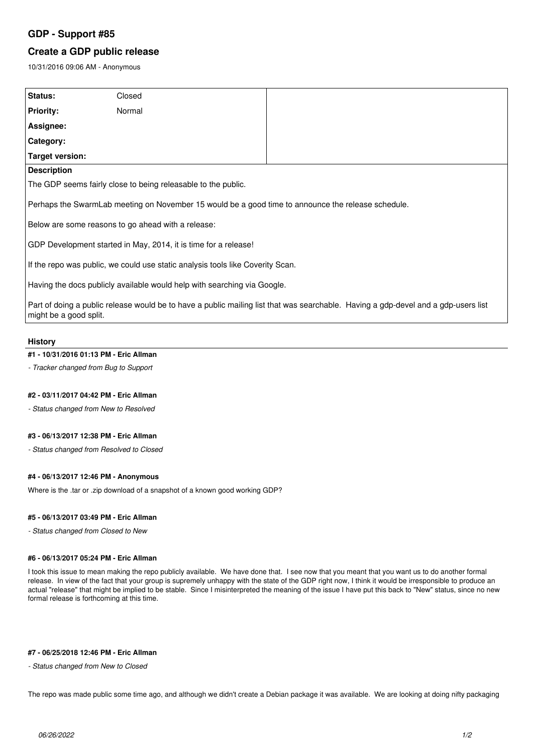# GDP - Support #85

## Create a GDP public release

10/31/2016 09:06 AM - Anonymous

| Status: | Closed | |
|---|---|---|
| **Priority:** | Normal | |
| **Assignee:** | | |
| **Category:** | | |
| **Target version:** | | |

**Description**

The GDP seems fairly close to being releasable to the public.

Perhaps the SwarmLab meeting on November 15 would be a good time to announce the release schedule.

Below are some reasons to go ahead with a release:

GDP Development started in May, 2014, it is time for a release!

If the repo was public, we could use static analysis tools like Coverity Scan.

Having the docs publicly available would help with searching via Google.

Part of doing a public release would be to have a public mailing list that was searchable. Having a gdp-devel and a gdp-users list might be a good split.

### History

#### #1 - 10/31/2016 01:13 PM - Eric Allman

*- Tracker changed from Bug to Support*

#### #2 - 03/11/2017 04:42 PM - Eric Allman

*- Status changed from New to Resolved*

#### #3 - 06/13/2017 12:38 PM - Eric Allman

*- Status changed from Resolved to Closed*

#### #4 - 06/13/2017 12:46 PM - Anonymous

Where is the .tar or .zip download of a snapshot of a known good working GDP?

#### #5 - 06/13/2017 03:49 PM - Eric Allman

*- Status changed from Closed to New*

#### #6 - 06/13/2017 05:24 PM - Eric Allman

I took this issue to mean making the repo publicly available. We have done that. I see now that you meant that you want us to do another formal release. In view of the fact that your group is supremely unhappy with the state of the GDP right now, I think it would be irresponsible to produce an actual "release" that might be implied to be stable. Since I misinterpreted the meaning of the issue I have put this back to "New" status, since no new formal release is forthcoming at this time.

#### #7 - 06/25/2018 12:46 PM - Eric Allman

*- Status changed from New to Closed*

The repo was made public some time ago, and although we didn't create a Debian package it was available. We are looking at doing nifty packaging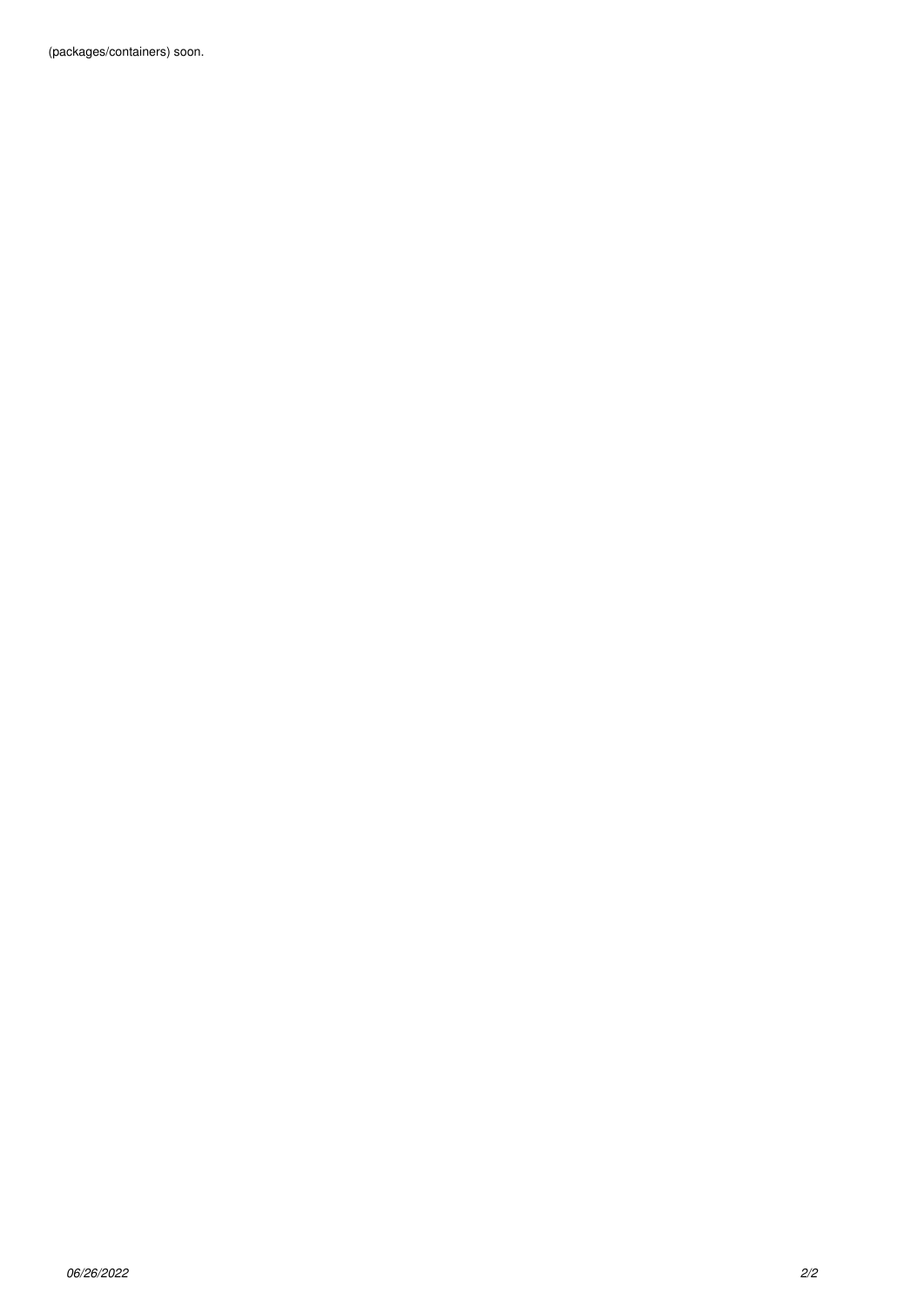(packages/containers) soon.